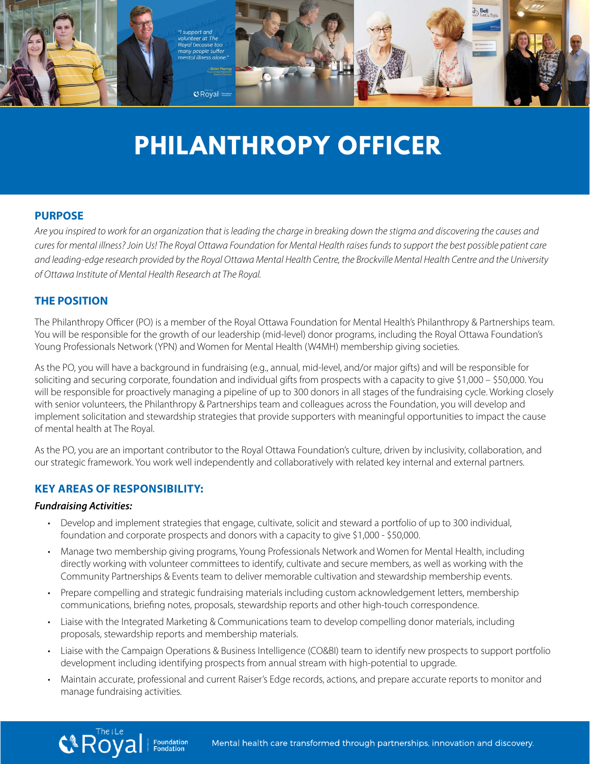# PHILANTHROPY OFFICER

## PURPOSE

*Are you inspired to work for an organization that is leading the charge in breaking down the stigma and discovering the causes and cures for mental illness? Join Us! The Royal Ottawa Foundation for Mental Health raises funds to support the best possible patient care and leading-edge research provided by the Royal Ottawa Mental Health Centre, the Brockville Mental Health Centre and the University of Ottawa Institute of Mental Health Research at The Royal.*

## THE POSITION

The Philanthropy Officer (PO) is a member of the Royal Ottawa Foundation for Mental Health's Philanthropy & Partnerships team. You will be responsible for the growth of our leadership (mid-level) donor programs, including the Royal Ottawa Foundation's Young Professionals Network (YPN) and Women for Mental Health (W4MH) membership giving societies.

As the PO, you will have a background in fundraising (e.g., annual, mid-level, and/or major gifts) and will be responsible for soliciting and securing corporate, foundation and individual gifts from prospects with a capacity to give $1,000 – $50,000. You will be responsible for proactively managing a pipeline of up to 300 donors in all stages of the fundraising cycle. Working closely with senior volunteers, the Philanthropy & Partnerships team and colleagues across the Foundation, you will develop and implement solicitation and stewardship strategies that provide supporters with meaningful opportunities to impact the cause of mental health at The Royal.

As the PO, you are an important contributor to the Royal Ottawa Foundation's culture, driven by inclusivity, collaboration, and our strategic framework. You work well independently and collaboratively with related key internal and external partners.

## KEY AREAS OF RESPONSIBILITY:

***Fundraising Activities:***

- Develop and implement strategies that engage, cultivate, solicit and steward a portfolio of up to 300 individual, foundation and corporate prospects and donors with a capacity to give $1,000 - $50,000.
- Manage two membership giving programs, Young Professionals Network and Women for Mental Health, including directly working with volunteer committees to identify, cultivate and secure members, as well as working with the Community Partnerships & Events team to deliver memorable cultivation and stewardship membership events.
- Prepare compelling and strategic fundraising materials including custom acknowledgement letters, membership communications, briefing notes, proposals, stewardship reports and other high-touch correspondence.
- Liaise with the Integrated Marketing & Communications team to develop compelling donor materials, including proposals, stewardship reports and membership materials.
- Liaise with the Campaign Operations & Business Intelligence (CO&BI) team to identify new prospects to support portfolio development including identifying prospects from annual stream with high-potential to upgrade.
- Maintain accurate, professional and current Raiser's Edge records, actions, and prepare accurate reports to monitor and manage fundraising activities.

Mental health care transformed through partnerships, innovation and discovery.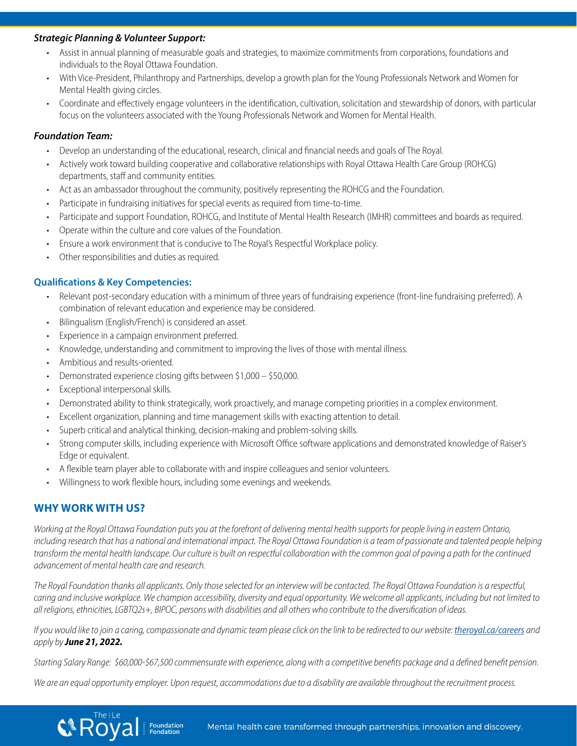***Strategic Planning & Volunteer Support:***

- Assist in annual planning of measurable goals and strategies, to maximize commitments from corporations, foundations and individuals to the Royal Ottawa Foundation.
- With Vice-President, Philanthropy and Partnerships, develop a growth plan for the Young Professionals Network and Women for Mental Health giving circles.
- Coordinate and effectively engage volunteers in the identification, cultivation, solicitation and stewardship of donors, with particular focus on the volunteers associated with the Young Professionals Network and Women for Mental Health.

***Foundation Team:***

- Develop an understanding of the educational, research, clinical and financial needs and goals of The Royal.
- Actively work toward building cooperative and collaborative relationships with Royal Ottawa Health Care Group (ROHCG) departments, staff and community entities.
- Act as an ambassador throughout the community, positively representing the ROHCG and the Foundation.
- Participate in fundraising initiatives for special events as required from time-to-time.
- Participate and support Foundation, ROHCG, and Institute of Mental Health Research (IMHR) committees and boards as required.
- Operate within the culture and core values of the Foundation.
- Ensure a work environment that is conducive to The Royal's Respectful Workplace policy.
- Other responsibilities and duties as required.

### Qualifications & Key Competencies:

- Relevant post-secondary education with a minimum of three years of fundraising experience (front-line fundraising preferred). A combination of relevant education and experience may be considered.
- Bilingualism (English/French) is considered an asset.
- Experience in a campaign environment preferred.
- Knowledge, understanding and commitment to improving the lives of those with mental illness.
- Ambitious and results-oriented.
- Demonstrated experience closing gifts between $1,000 – $50,000.
- Exceptional interpersonal skills.
- Demonstrated ability to think strategically, work proactively, and manage competing priorities in a complex environment.
- Excellent organization, planning and time management skills with exacting attention to detail.
- Superb critical and analytical thinking, decision-making and problem-solving skills.
- Strong computer skills, including experience with Microsoft Office software applications and demonstrated knowledge of Raiser's Edge or equivalent.
- A flexible team player able to collaborate with and inspire colleagues and senior volunteers.
- Willingness to work flexible hours, including some evenings and weekends.

## WHY WORK WITH US?

*Working at the Royal Ottawa Foundation puts you at the forefront of delivering mental health supports for people living in eastern Ontario, including research that has a national and international impact. The Royal Ottawa Foundation is a team of passionate and talented people helping transform the mental health landscape. Our culture is built on respectful collaboration with the common goal of paving a path for the continued advancement of mental health care and research.*

*The Royal Foundation thanks all applicants. Only those selected for an interview will be contacted. The Royal Ottawa Foundation is a respectful, caring and inclusive workplace. We champion accessibility, diversity and equal opportunity. We welcome all applicants, including but not limited to all religions, ethnicities, LGBTQ2s+, BIPOC, persons with disabilities and all others who contribute to the diversification of ideas.*

*If you would like to join a caring, compassionate and dynamic team please click on the link to be redirected to our website: theroyal.ca/careers and apply by **June 21, 2022.***

*Starting Salary Range: $60,000-$67,500 commensurate with experience, along with a competitive benefits package and a defined benefit pension.*

*We are an equal opportunity employer. Upon request, accommodations due to a disability are available throughout the recruitment process.*

The Le Royal Foundation Fondation

Mental health care transformed through partnerships, innovation and discovery.